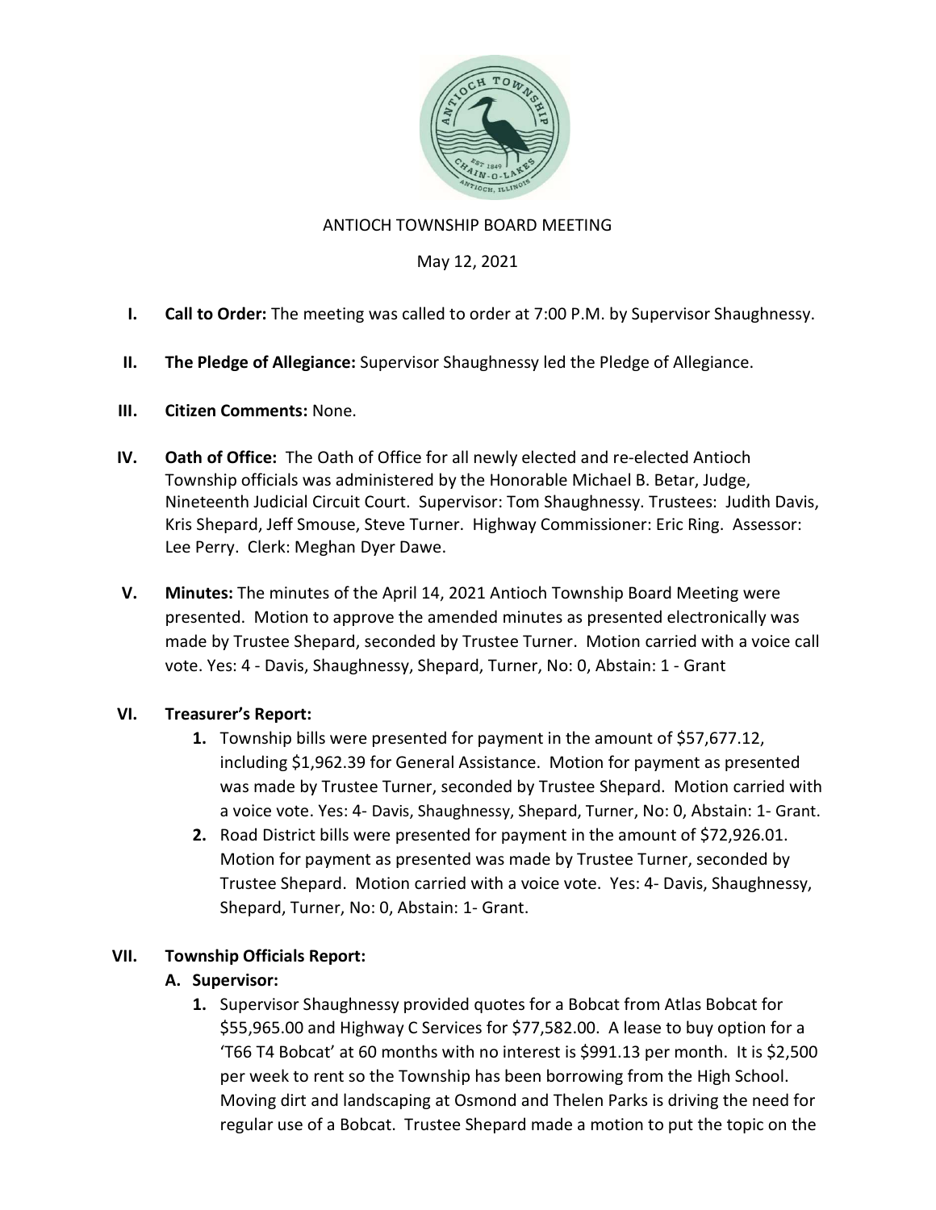# ANTIOCH TOWNSHIP BOARD MEETING

May 12, 2021

I. **Call to Order:** The meeting was called to order at 7:00 P.M. by Supervisor Shaughnessy.

II. **The Pledge of Allegiance:** Supervisor Shaughnessy led the Pledge of Allegiance.

III. **Citizen Comments:** None.

IV. **Oath of Office:** The Oath of Office for all newly elected and re-elected Antioch Township officials was administered by the Honorable Michael B. Betar, Judge, Nineteenth Judicial Circuit Court. Supervisor: Tom Shaughnessy. Trustees: Judith Davis, Kris Shepard, Jeff Smouse, Steve Turner. Highway Commissioner: Eric Ring. Assessor: Lee Perry. Clerk: Meghan Dyer Dawe.

V. **Minutes:** The minutes of the April 14, 2021 Antioch Township Board Meeting were presented. Motion to approve the amended minutes as presented electronically was made by Trustee Shepard, seconded by Trustee Turner. Motion carried with a voice call vote. Yes: 4 - Davis, Shaughnessy, Shepard, Turner, No: 0, Abstain: 1 - Grant

VI. **Treasurer's Report:**

1. Township bills were presented for payment in the amount of $57,677.12, including $1,962.39 for General Assistance. Motion for payment as presented was made by Trustee Turner, seconded by Trustee Shepard. Motion carried with a voice vote. Yes: 4- Davis, Shaughnessy, Shepard, Turner, No: 0, Abstain: 1- Grant.
2. Road District bills were presented for payment in the amount of $72,926.01. Motion for payment as presented was made by Trustee Turner, seconded by Trustee Shepard. Motion carried with a voice vote. Yes: 4- Davis, Shaughnessy, Shepard, Turner, No: 0, Abstain: 1- Grant.

VII. **Township Officials Report:**

**A. Supervisor:**

1. Supervisor Shaughnessy provided quotes for a Bobcat from Atlas Bobcat for $55,965.00 and Highway C Services for $77,582.00. A lease to buy option for a 'T66 T4 Bobcat' at 60 months with no interest is $991.13 per month. It is $2,500 per week to rent so the Township has been borrowing from the High School. Moving dirt and landscaping at Osmond and Thelen Parks is driving the need for regular use of a Bobcat. Trustee Shepard made a motion to put the topic on the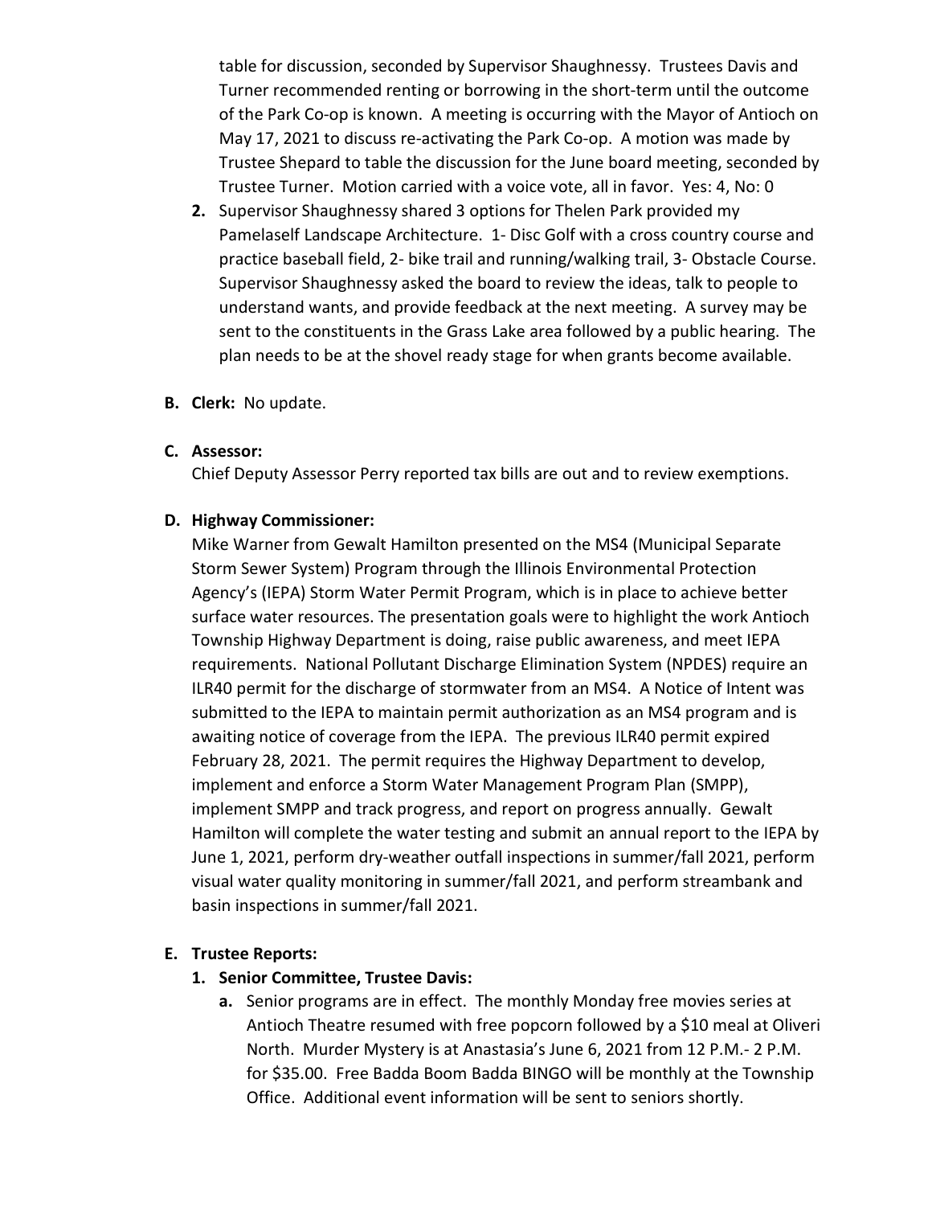table for discussion, seconded by Supervisor Shaughnessy. Trustees Davis and Turner recommended renting or borrowing in the short-term until the outcome of the Park Co-op is known. A meeting is occurring with the Mayor of Antioch on May 17, 2021 to discuss re-activating the Park Co-op. A motion was made by Trustee Shepard to table the discussion for the June board meeting, seconded by Trustee Turner. Motion carried with a voice vote, all in favor. Yes: 4, No: 0

2. Supervisor Shaughnessy shared 3 options for Thelen Park provided my Pamelaself Landscape Architecture. 1- Disc Golf with a cross country course and practice baseball field, 2- bike trail and running/walking trail, 3- Obstacle Course. Supervisor Shaughnessy asked the board to review the ideas, talk to people to understand wants, and provide feedback at the next meeting. A survey may be sent to the constituents in the Grass Lake area followed by a public hearing. The plan needs to be at the shovel ready stage for when grants become available.

**B. Clerk:** No update.

**C. Assessor:**

Chief Deputy Assessor Perry reported tax bills are out and to review exemptions.

**D. Highway Commissioner:**

Mike Warner from Gewalt Hamilton presented on the MS4 (Municipal Separate Storm Sewer System) Program through the Illinois Environmental Protection Agency's (IEPA) Storm Water Permit Program, which is in place to achieve better surface water resources. The presentation goals were to highlight the work Antioch Township Highway Department is doing, raise public awareness, and meet IEPA requirements. National Pollutant Discharge Elimination System (NPDES) require an ILR40 permit for the discharge of stormwater from an MS4. A Notice of Intent was submitted to the IEPA to maintain permit authorization as an MS4 program and is awaiting notice of coverage from the IEPA. The previous ILR40 permit expired February 28, 2021. The permit requires the Highway Department to develop, implement and enforce a Storm Water Management Program Plan (SMPP), implement SMPP and track progress, and report on progress annually. Gewalt Hamilton will complete the water testing and submit an annual report to the IEPA by June 1, 2021, perform dry-weather outfall inspections in summer/fall 2021, perform visual water quality monitoring in summer/fall 2021, and perform streambank and basin inspections in summer/fall 2021.

**E. Trustee Reports:**

1. **Senior Committee, Trustee Davis:**
   a. Senior programs are in effect. The monthly Monday free movies series at Antioch Theatre resumed with free popcorn followed by a $10 meal at Oliveri North. Murder Mystery is at Anastasia's June 6, 2021 from 12 P.M.- 2 P.M. for $35.00. Free Badda Boom Badda BINGO will be monthly at the Township Office. Additional event information will be sent to seniors shortly.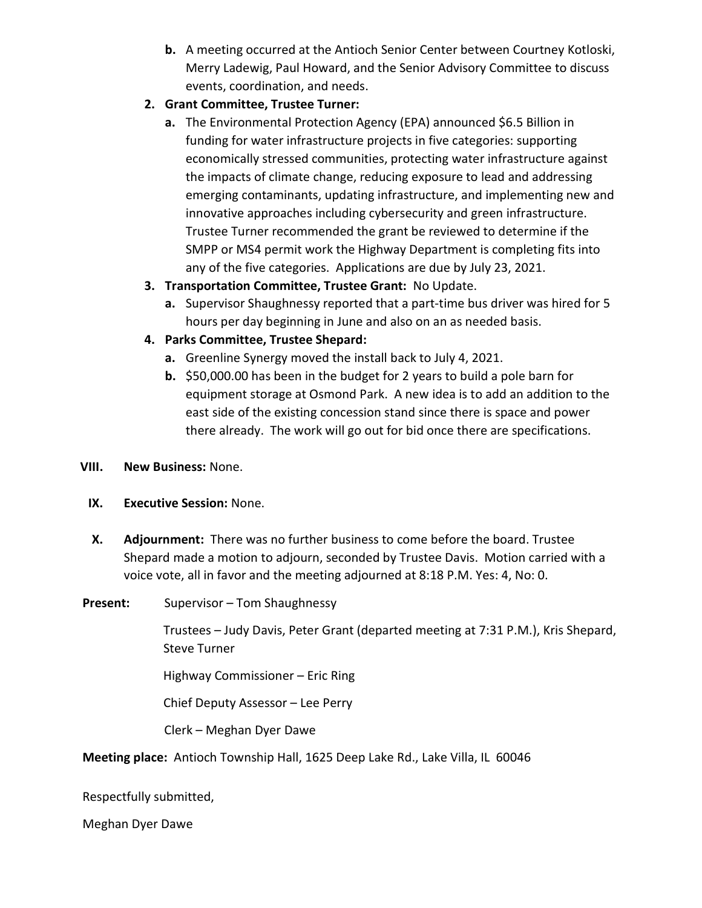- **b.** A meeting occurred at the Antioch Senior Center between Courtney Kotloski, Merry Ladewig, Paul Howard, and the Senior Advisory Committee to discuss events, coordination, and needs.

2. **Grant Committee, Trustee Turner:**
   - **a.** The Environmental Protection Agency (EPA) announced $6.5 Billion in funding for water infrastructure projects in five categories: supporting economically stressed communities, protecting water infrastructure against the impacts of climate change, reducing exposure to lead and addressing emerging contaminants, updating infrastructure, and implementing new and innovative approaches including cybersecurity and green infrastructure. Trustee Turner recommended the grant be reviewed to determine if the SMPP or MS4 permit work the Highway Department is completing fits into any of the five categories. Applications are due by July 23, 2021.

3. **Transportation Committee, Trustee Grant:** No Update.
   - **a.** Supervisor Shaughnessy reported that a part-time bus driver was hired for 5 hours per day beginning in June and also on an as needed basis.

4. **Parks Committee, Trustee Shepard:**
   - **a.** Greenline Synergy moved the install back to July 4, 2021.
   - **b.** $50,000.00 has been in the budget for 2 years to build a pole barn for equipment storage at Osmond Park. A new idea is to add an addition to the east side of the existing concession stand since there is space and power there already. The work will go out for bid once there are specifications.

**VIII. New Business:** None.

**IX. Executive Session:** None.

**X. Adjournment:** There was no further business to come before the board. Trustee Shepard made a motion to adjourn, seconded by Trustee Davis. Motion carried with a voice vote, all in favor and the meeting adjourned at 8:18 P.M. Yes: 4, No: 0.

**Present:** Supervisor – Tom Shaughnessy

Trustees – Judy Davis, Peter Grant (departed meeting at 7:31 P.M.), Kris Shepard, Steve Turner

Highway Commissioner – Eric Ring

Chief Deputy Assessor – Lee Perry

Clerk – Meghan Dyer Dawe

**Meeting place:** Antioch Township Hall, 1625 Deep Lake Rd., Lake Villa, IL 60046

Respectfully submitted,

Meghan Dyer Dawe